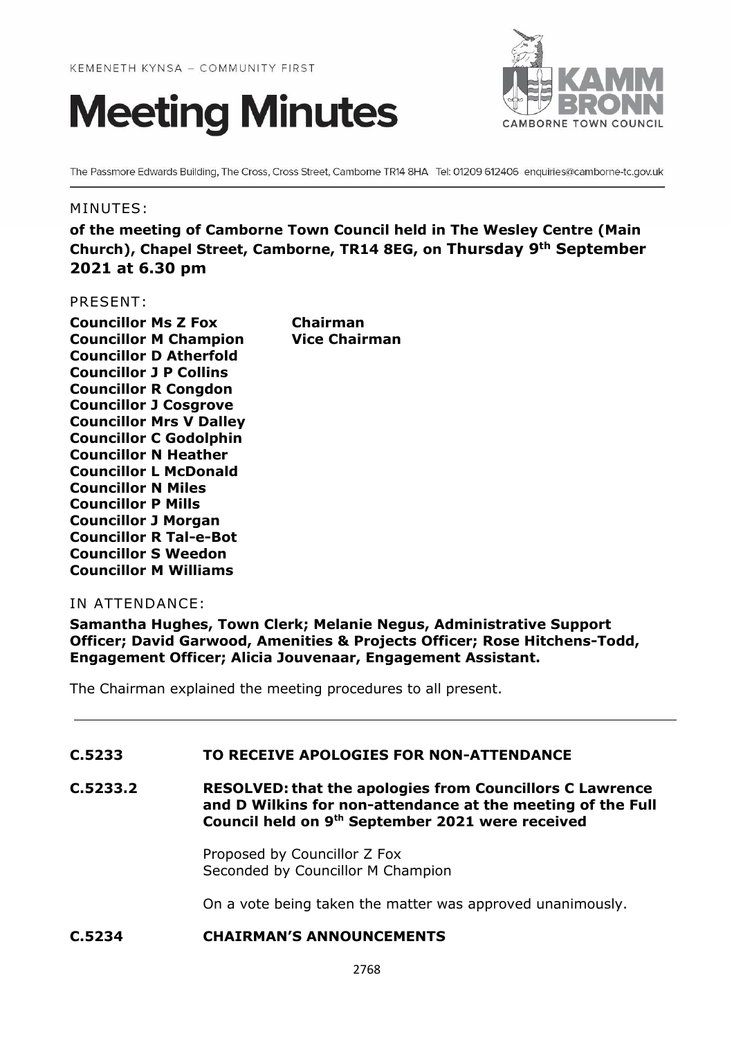KEMENETH KYNSA – COMMUNITY FIRST

# Meeting Minutes

KAMM BRONN
CAMBORNE TOWN COUNCIL

The Passmore Edwards Building, The Cross, Cross Street, Camborne TR14 8HA Tel: 01209 612406 enquiries@camborne-tc.gov.uk

MINUTES:

**of the meeting of Camborne Town Council held in The Wesley Centre (Main Church), Chapel Street, Camborne, TR14 8EG, on Thursday 9th September 2021 at 6.30 pm**

PRESENT:

**Councillor Ms Z Fox** — **Chairman**
**Councillor M Champion** — **Vice Chairman**
**Councillor D Atherfold**
**Councillor J P Collins**
**Councillor R Congdon**
**Councillor J Cosgrove**
**Councillor Mrs V Dalley**
**Councillor C Godolphin**
**Councillor N Heather**
**Councillor L McDonald**
**Councillor N Miles**
**Councillor P Mills**
**Councillor J Morgan**
**Councillor R Tal-e-Bot**
**Councillor S Weedon**
**Councillor M Williams**

IN ATTENDANCE:

**Samantha Hughes, Town Clerk; Melanie Negus, Administrative Support Officer; David Garwood, Amenities & Projects Officer; Rose Hitchens-Todd, Engagement Officer; Alicia Jouvenaar, Engagement Assistant.**

The Chairman explained the meeting procedures to all present.

---

**C.5233 TO RECEIVE APOLOGIES FOR NON-ATTENDANCE**

**C.5233.2 RESOLVED: that the apologies from Councillors C Lawrence and D Wilkins for non-attendance at the meeting of the Full Council held on 9th September 2021 were received**

Proposed by Councillor Z Fox
Seconded by Councillor M Champion

On a vote being taken the matter was approved unanimously.

**C.5234 CHAIRMAN'S ANNOUNCEMENTS**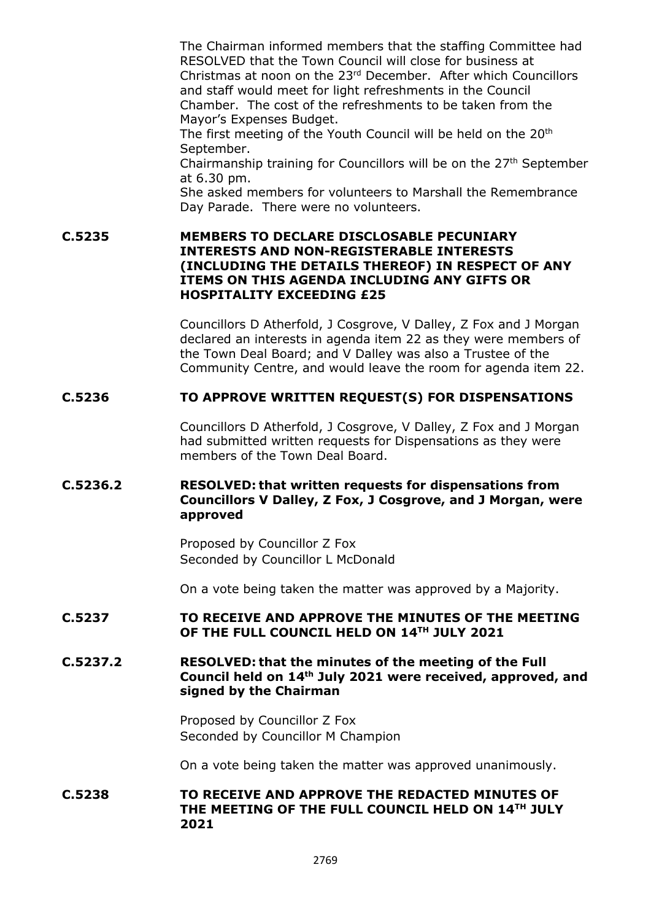The Chairman informed members that the staffing Committee had RESOLVED that the Town Council will close for business at Christmas at noon on the 23rd December. After which Councillors and staff would meet for light refreshments in the Council Chamber. The cost of the refreshments to be taken from the Mayor's Expenses Budget.

The first meeting of the Youth Council will be held on the 20th September.

Chairmanship training for Councillors will be on the 27th September at 6.30 pm.

She asked members for volunteers to Marshall the Remembrance Day Parade. There were no volunteers.

**C.5235 MEMBERS TO DECLARE DISCLOSABLE PECUNIARY INTERESTS AND NON-REGISTERABLE INTERESTS (INCLUDING THE DETAILS THEREOF) IN RESPECT OF ANY ITEMS ON THIS AGENDA INCLUDING ANY GIFTS OR HOSPITALITY EXCEEDING £25**

Councillors D Atherfold, J Cosgrove, V Dalley, Z Fox and J Morgan declared an interests in agenda item 22 as they were members of the Town Deal Board; and V Dalley was also a Trustee of the Community Centre, and would leave the room for agenda item 22.

**C.5236 TO APPROVE WRITTEN REQUEST(S) FOR DISPENSATIONS**

Councillors D Atherfold, J Cosgrove, V Dalley, Z Fox and J Morgan had submitted written requests for Dispensations as they were members of the Town Deal Board.

**C.5236.2 RESOLVED: that written requests for dispensations from Councillors V Dalley, Z Fox, J Cosgrove, and J Morgan, were approved**

Proposed by Councillor Z Fox
Seconded by Councillor L McDonald

On a vote being taken the matter was approved by a Majority.

**C.5237 TO RECEIVE AND APPROVE THE MINUTES OF THE MEETING OF THE FULL COUNCIL HELD ON 14TH JULY 2021**

**C.5237.2 RESOLVED: that the minutes of the meeting of the Full Council held on 14th July 2021 were received, approved, and signed by the Chairman**

Proposed by Councillor Z Fox
Seconded by Councillor M Champion

On a vote being taken the matter was approved unanimously.

**C.5238 TO RECEIVE AND APPROVE THE REDACTED MINUTES OF THE MEETING OF THE FULL COUNCIL HELD ON 14TH JULY 2021**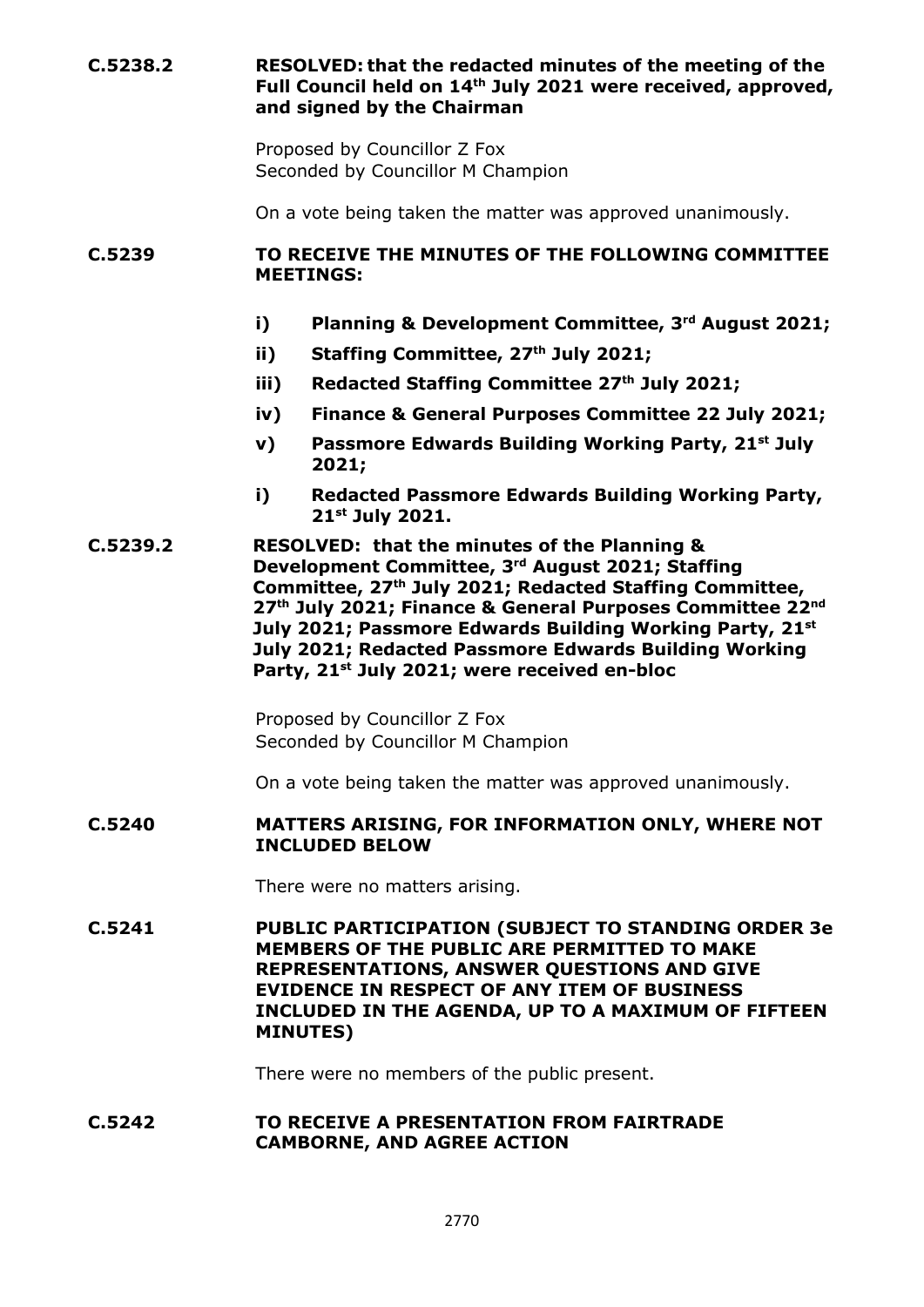**C.5238.2** **RESOLVED: that the redacted minutes of the meeting of the Full Council held on 14th July 2021 were received, approved, and signed by the Chairman**

Proposed by Councillor Z Fox
Seconded by Councillor M Champion

On a vote being taken the matter was approved unanimously.

**C.5239** **TO RECEIVE THE MINUTES OF THE FOLLOWING COMMITTEE MEETINGS:**

- **i) Planning & Development Committee, 3rd August 2021;**
- **ii) Staffing Committee, 27th July 2021;**
- **iii) Redacted Staffing Committee 27th July 2021;**
- **iv) Finance & General Purposes Committee 22 July 2021;**
- **v) Passmore Edwards Building Working Party, 21st July 2021;**
- **i) Redacted Passmore Edwards Building Working Party, 21st July 2021.**

**C.5239.2** **RESOLVED: that the minutes of the Planning & Development Committee, 3rd August 2021; Staffing Committee, 27th July 2021; Redacted Staffing Committee, 27th July 2021; Finance & General Purposes Committee 22nd July 2021; Passmore Edwards Building Working Party, 21st July 2021; Redacted Passmore Edwards Building Working Party, 21st July 2021; were received en-bloc**

Proposed by Councillor Z Fox
Seconded by Councillor M Champion

On a vote being taken the matter was approved unanimously.

**C.5240** **MATTERS ARISING, FOR INFORMATION ONLY, WHERE NOT INCLUDED BELOW**

There were no matters arising.

**C.5241** **PUBLIC PARTICIPATION (SUBJECT TO STANDING ORDER 3e MEMBERS OF THE PUBLIC ARE PERMITTED TO MAKE REPRESENTATIONS, ANSWER QUESTIONS AND GIVE EVIDENCE IN RESPECT OF ANY ITEM OF BUSINESS INCLUDED IN THE AGENDA, UP TO A MAXIMUM OF FIFTEEN MINUTES)**

There were no members of the public present.

**C.5242** **TO RECEIVE A PRESENTATION FROM FAIRTRADE CAMBORNE, AND AGREE ACTION**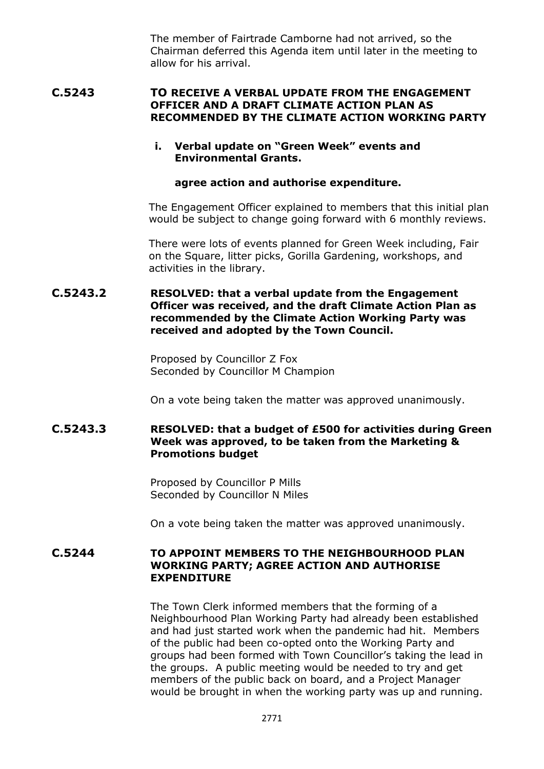The member of Fairtrade Camborne had not arrived, so the Chairman deferred this Agenda item until later in the meeting to allow for his arrival.

**C.5243 TO RECEIVE A VERBAL UPDATE FROM THE ENGAGEMENT OFFICER AND A DRAFT CLIMATE ACTION PLAN AS RECOMMENDED BY THE CLIMATE ACTION WORKING PARTY**

**i. Verbal update on "Green Week" events and Environmental Grants.**

**agree action and authorise expenditure.**

The Engagement Officer explained to members that this initial plan would be subject to change going forward with 6 monthly reviews.

There were lots of events planned for Green Week including, Fair on the Square, litter picks, Gorilla Gardening, workshops, and activities in the library.

**C.5243.2 RESOLVED: that a verbal update from the Engagement Officer was received, and the draft Climate Action Plan as recommended by the Climate Action Working Party was received and adopted by the Town Council.**

Proposed by Councillor Z Fox
Seconded by Councillor M Champion

On a vote being taken the matter was approved unanimously.

**C.5243.3 RESOLVED: that a budget of £500 for activities during Green Week was approved, to be taken from the Marketing & Promotions budget**

Proposed by Councillor P Mills
Seconded by Councillor N Miles

On a vote being taken the matter was approved unanimously.

**C.5244 TO APPOINT MEMBERS TO THE NEIGHBOURHOOD PLAN WORKING PARTY; AGREE ACTION AND AUTHORISE EXPENDITURE**

The Town Clerk informed members that the forming of a Neighbourhood Plan Working Party had already been established and had just started work when the pandemic had hit. Members of the public had been co-opted onto the Working Party and groups had been formed with Town Councillor's taking the lead in the groups. A public meeting would be needed to try and get members of the public back on board, and a Project Manager would be brought in when the working party was up and running.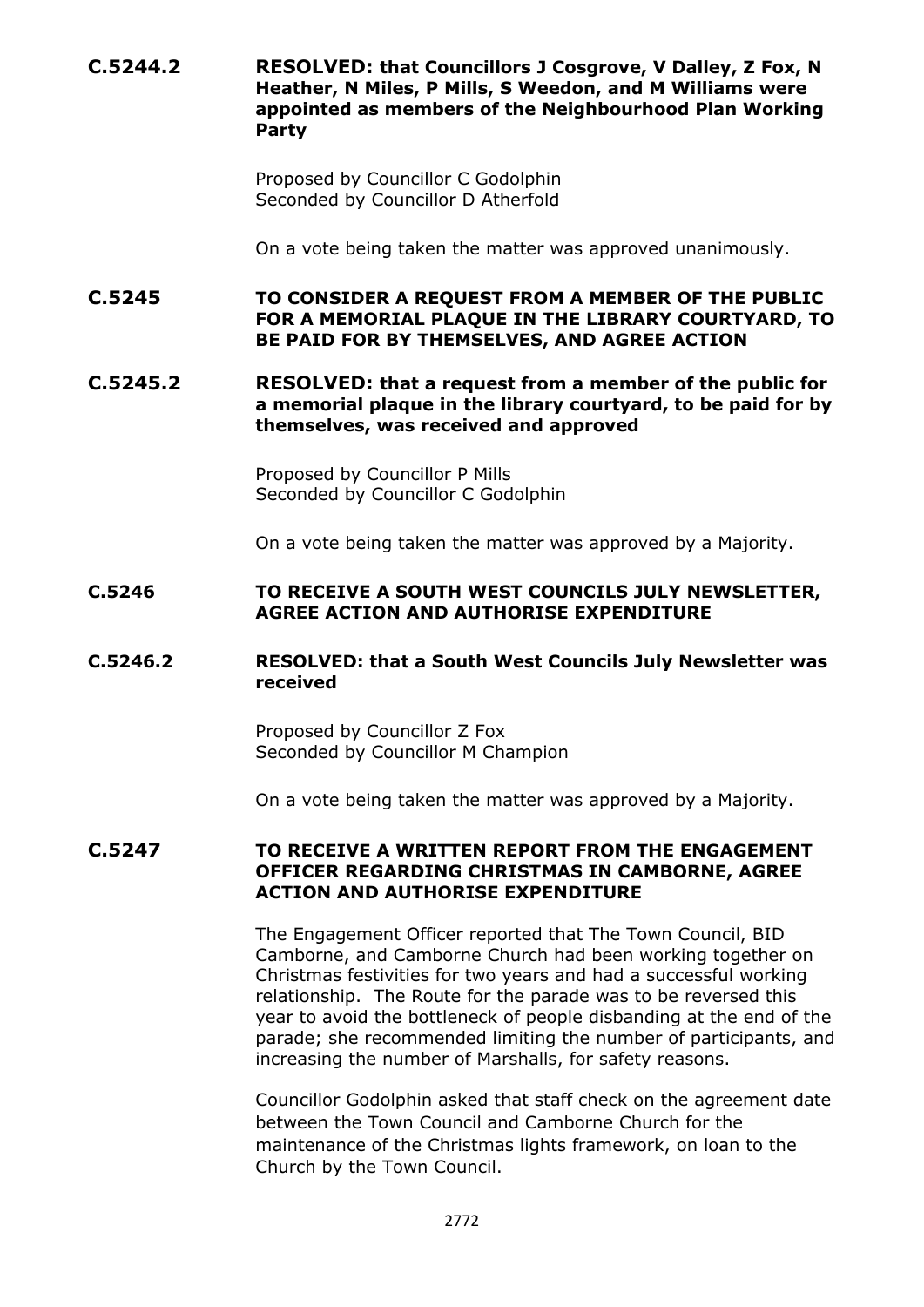**C.5244.2** **RESOLVED: that Councillors J Cosgrove, V Dalley, Z Fox, N Heather, N Miles, P Mills, S Weedon, and M Williams were appointed as members of the Neighbourhood Plan Working Party**

Proposed by Councillor C Godolphin
Seconded by Councillor D Atherfold

On a vote being taken the matter was approved unanimously.

**C.5245** **TO CONSIDER A REQUEST FROM A MEMBER OF THE PUBLIC FOR A MEMORIAL PLAQUE IN THE LIBRARY COURTYARD, TO BE PAID FOR BY THEMSELVES, AND AGREE ACTION**

**C.5245.2** **RESOLVED: that a request from a member of the public for a memorial plaque in the library courtyard, to be paid for by themselves, was received and approved**

Proposed by Councillor P Mills
Seconded by Councillor C Godolphin

On a vote being taken the matter was approved by a Majority.

**C.5246** **TO RECEIVE A SOUTH WEST COUNCILS JULY NEWSLETTER, AGREE ACTION AND AUTHORISE EXPENDITURE**

**C.5246.2** **RESOLVED: that a South West Councils July Newsletter was received**

Proposed by Councillor Z Fox
Seconded by Councillor M Champion

On a vote being taken the matter was approved by a Majority.

**C.5247** **TO RECEIVE A WRITTEN REPORT FROM THE ENGAGEMENT OFFICER REGARDING CHRISTMAS IN CAMBORNE, AGREE ACTION AND AUTHORISE EXPENDITURE**

The Engagement Officer reported that The Town Council, BID Camborne, and Camborne Church had been working together on Christmas festivities for two years and had a successful working relationship. The Route for the parade was to be reversed this year to avoid the bottleneck of people disbanding at the end of the parade; she recommended limiting the number of participants, and increasing the number of Marshalls, for safety reasons.

Councillor Godolphin asked that staff check on the agreement date between the Town Council and Camborne Church for the maintenance of the Christmas lights framework, on loan to the Church by the Town Council.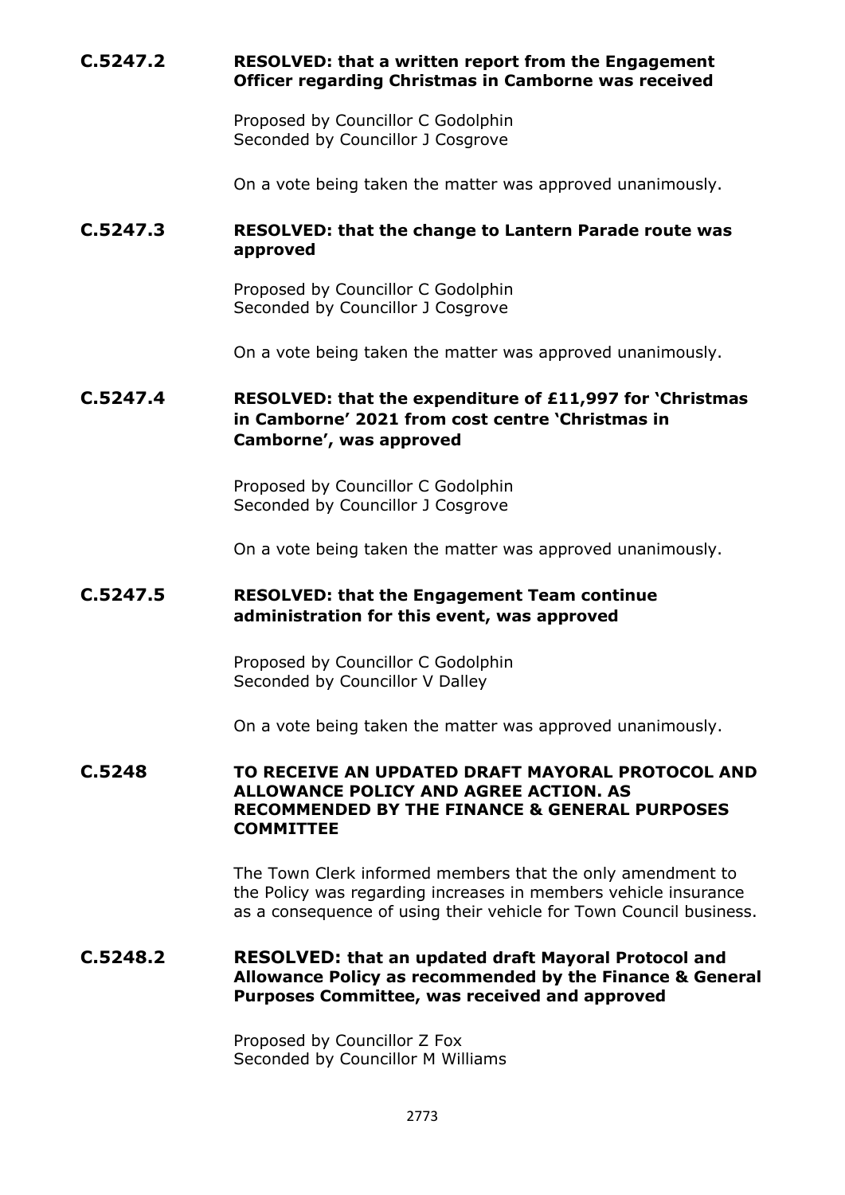**C.5247.2 RESOLVED: that a written report from the Engagement Officer regarding Christmas in Camborne was received**

Proposed by Councillor C Godolphin
Seconded by Councillor J Cosgrove

On a vote being taken the matter was approved unanimously.

**C.5247.3 RESOLVED: that the change to Lantern Parade route was approved**

Proposed by Councillor C Godolphin
Seconded by Councillor J Cosgrove

On a vote being taken the matter was approved unanimously.

**C.5247.4 RESOLVED: that the expenditure of £11,997 for 'Christmas in Camborne' 2021 from cost centre 'Christmas in Camborne', was approved**

Proposed by Councillor C Godolphin
Seconded by Councillor J Cosgrove

On a vote being taken the matter was approved unanimously.

**C.5247.5 RESOLVED: that the Engagement Team continue administration for this event, was approved**

Proposed by Councillor C Godolphin
Seconded by Councillor V Dalley

On a vote being taken the matter was approved unanimously.

**C.5248 TO RECEIVE AN UPDATED DRAFT MAYORAL PROTOCOL AND ALLOWANCE POLICY AND AGREE ACTION. AS RECOMMENDED BY THE FINANCE & GENERAL PURPOSES COMMITTEE**

The Town Clerk informed members that the only amendment to the Policy was regarding increases in members vehicle insurance as a consequence of using their vehicle for Town Council business.

**C.5248.2 RESOLVED: that an updated draft Mayoral Protocol and Allowance Policy as recommended by the Finance & General Purposes Committee, was received and approved**

Proposed by Councillor Z Fox
Seconded by Councillor M Williams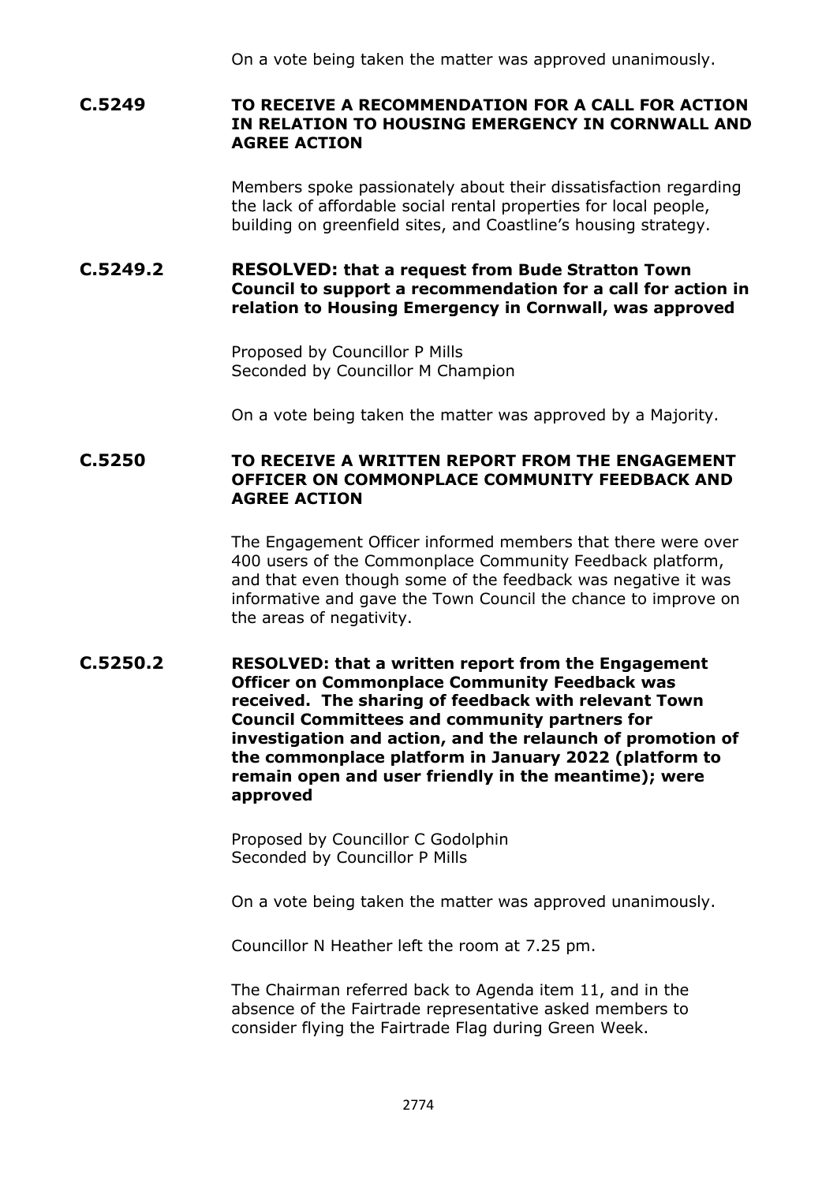On a vote being taken the matter was approved unanimously.

**C.5249 TO RECEIVE A RECOMMENDATION FOR A CALL FOR ACTION IN RELATION TO HOUSING EMERGENCY IN CORNWALL AND AGREE ACTION**

Members spoke passionately about their dissatisfaction regarding the lack of affordable social rental properties for local people, building on greenfield sites, and Coastline's housing strategy.

**C.5249.2 RESOLVED: that a request from Bude Stratton Town Council to support a recommendation for a call for action in relation to Housing Emergency in Cornwall, was approved**

Proposed by Councillor P Mills
Seconded by Councillor M Champion

On a vote being taken the matter was approved by a Majority.

**C.5250 TO RECEIVE A WRITTEN REPORT FROM THE ENGAGEMENT OFFICER ON COMMONPLACE COMMUNITY FEEDBACK AND AGREE ACTION**

The Engagement Officer informed members that there were over 400 users of the Commonplace Community Feedback platform, and that even though some of the feedback was negative it was informative and gave the Town Council the chance to improve on the areas of negativity.

**C.5250.2 RESOLVED: that a written report from the Engagement Officer on Commonplace Community Feedback was received. The sharing of feedback with relevant Town Council Committees and community partners for investigation and action, and the relaunch of promotion of the commonplace platform in January 2022 (platform to remain open and user friendly in the meantime); were approved**

Proposed by Councillor C Godolphin
Seconded by Councillor P Mills

On a vote being taken the matter was approved unanimously.

Councillor N Heather left the room at 7.25 pm.

The Chairman referred back to Agenda item 11, and in the absence of the Fairtrade representative asked members to consider flying the Fairtrade Flag during Green Week.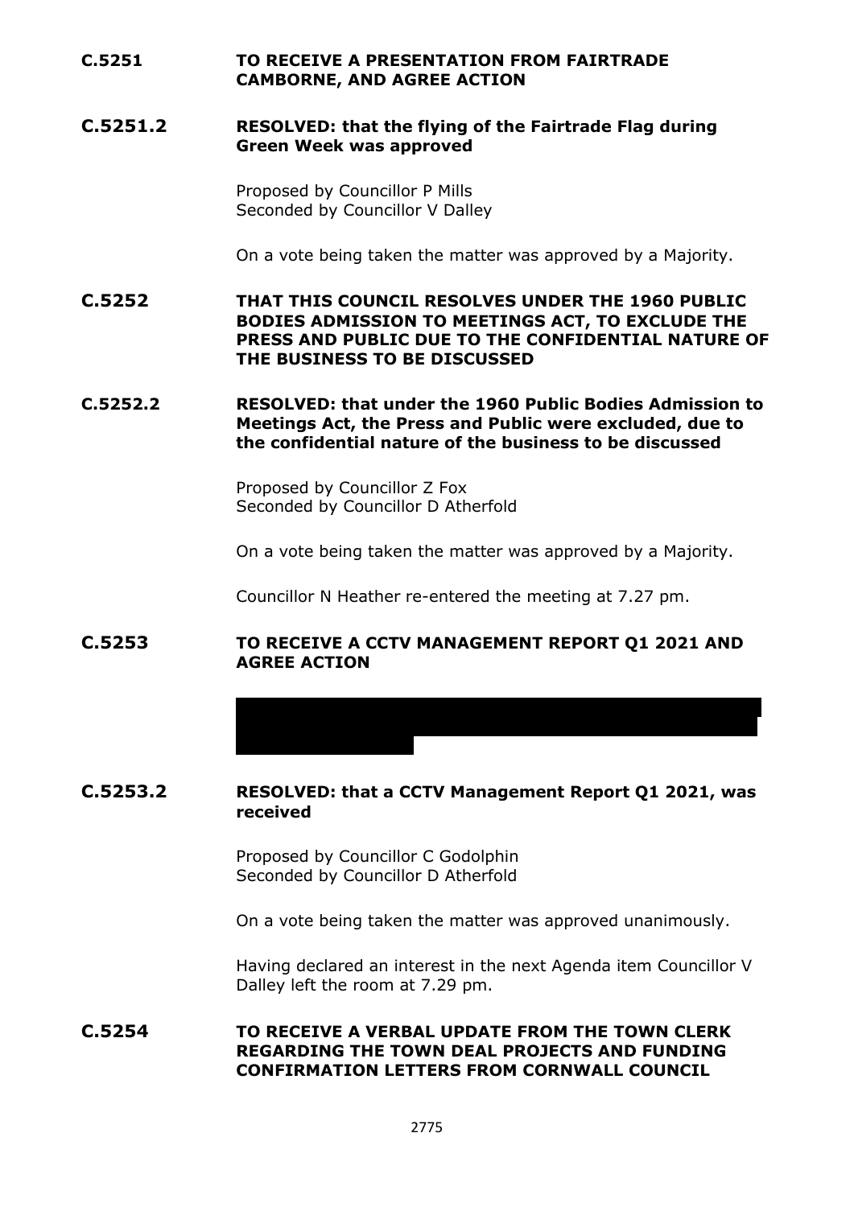**C.5251 TO RECEIVE A PRESENTATION FROM FAIRTRADE CAMBORNE, AND AGREE ACTION**

**C.5251.2 RESOLVED: that the flying of the Fairtrade Flag during Green Week was approved**

Proposed by Councillor P Mills
Seconded by Councillor V Dalley

On a vote being taken the matter was approved by a Majority.

**C.5252 THAT THIS COUNCIL RESOLVES UNDER THE 1960 PUBLIC BODIES ADMISSION TO MEETINGS ACT, TO EXCLUDE THE PRESS AND PUBLIC DUE TO THE CONFIDENTIAL NATURE OF THE BUSINESS TO BE DISCUSSED**

**C.5252.2 RESOLVED: that under the 1960 Public Bodies Admission to Meetings Act, the Press and Public were excluded, due to the confidential nature of the business to be discussed**

Proposed by Councillor Z Fox
Seconded by Councillor D Atherfold

On a vote being taken the matter was approved by a Majority.

Councillor N Heather re-entered the meeting at 7.27 pm.

**C.5253 TO RECEIVE A CCTV MANAGEMENT REPORT Q1 2021 AND AGREE ACTION**

**C.5253.2 RESOLVED: that a CCTV Management Report Q1 2021, was received**

Proposed by Councillor C Godolphin
Seconded by Councillor D Atherfold

On a vote being taken the matter was approved unanimously.

Having declared an interest in the next Agenda item Councillor V Dalley left the room at 7.29 pm.

**C.5254 TO RECEIVE A VERBAL UPDATE FROM THE TOWN CLERK REGARDING THE TOWN DEAL PROJECTS AND FUNDING CONFIRMATION LETTERS FROM CORNWALL COUNCIL**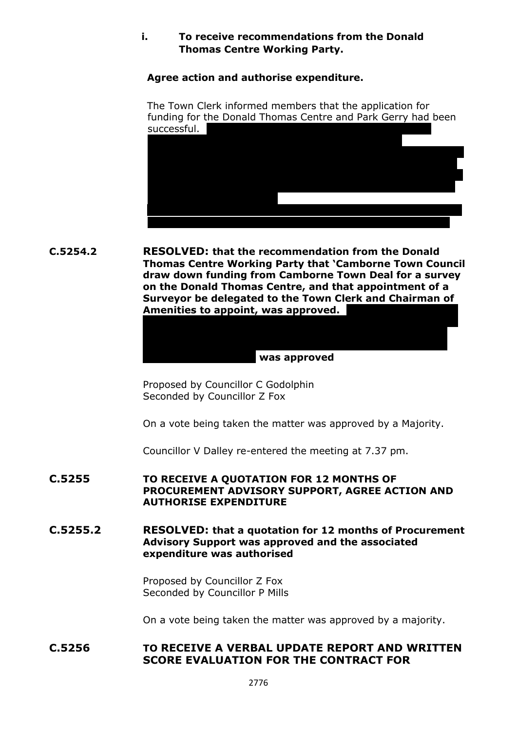**i. To receive recommendations from the Donald Thomas Centre Working Party.**

**Agree action and authorise expenditure.**

The Town Clerk informed members that the application for funding for the Donald Thomas Centre and Park Gerry had been successful.

**C.5254.2** **RESOLVED: that the recommendation from the Donald Thomas Centre Working Party that 'Camborne Town Council draw down funding from Camborne Town Deal for a survey on the Donald Thomas Centre, and that appointment of a Surveyor be delegated to the Town Clerk and Chairman of Amenities to appoint, was approved. was approved**

Proposed by Councillor C Godolphin
Seconded by Councillor Z Fox

On a vote being taken the matter was approved by a Majority.

Councillor V Dalley re-entered the meeting at 7.37 pm.

## C.5255 TO RECEIVE A QUOTATION FOR 12 MONTHS OF PROCUREMENT ADVISORY SUPPORT, AGREE ACTION AND AUTHORISE EXPENDITURE

**C.5255.2** **RESOLVED: that a quotation for 12 months of Procurement Advisory Support was approved and the associated expenditure was authorised**

Proposed by Councillor Z Fox
Seconded by Councillor P Mills

On a vote being taken the matter was approved by a majority.

## C.5256 TO RECEIVE A VERBAL UPDATE REPORT AND WRITTEN SCORE EVALUATION FOR THE CONTRACT FOR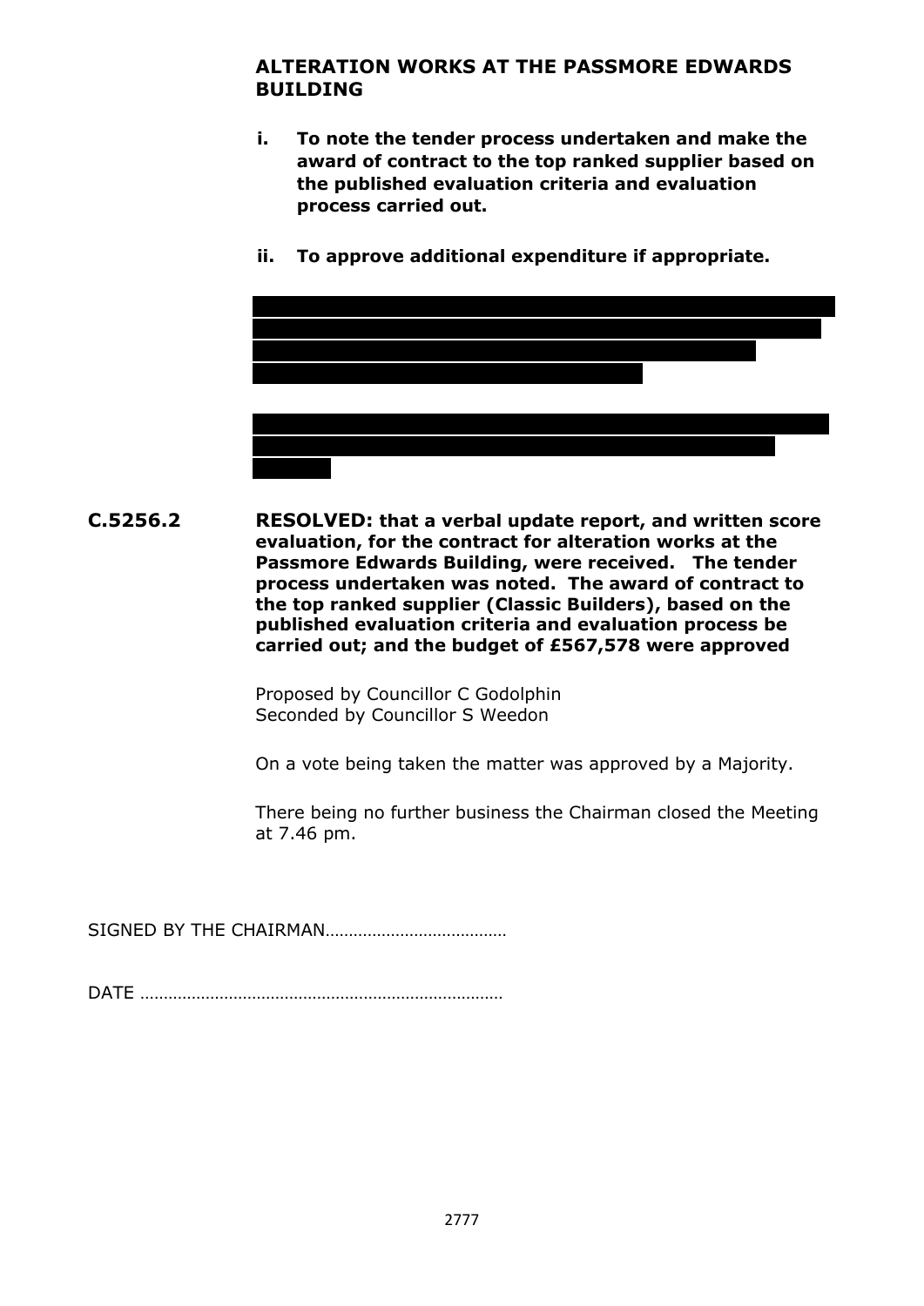**ALTERATION WORKS AT THE PASSMORE EDWARDS BUILDING**

i. **To note the tender process undertaken and make the award of contract to the top ranked supplier based on the published evaluation criteria and evaluation process carried out.**

ii. **To approve additional expenditure if appropriate.**

**C.5256.2** **RESOLVED: that a verbal update report, and written score evaluation, for the contract for alteration works at the Passmore Edwards Building, were received. The tender process undertaken was noted. The award of contract to the top ranked supplier (Classic Builders), based on the published evaluation criteria and evaluation process be carried out; and the budget of £567,578 were approved**

Proposed by Councillor C Godolphin
Seconded by Councillor S Weedon

On a vote being taken the matter was approved by a Majority.

There being no further business the Chairman closed the Meeting at 7.46 pm.

SIGNED BY THE CHAIRMAN…………………………………

DATE ……………………………………………………………………